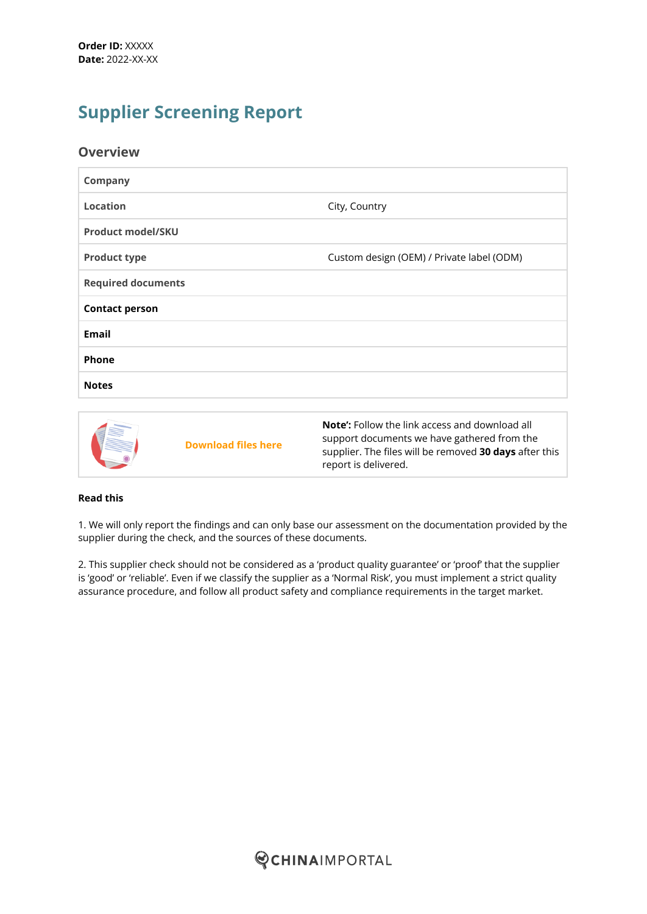**Order ID:** XXXXX
**Date:** 2022-XX-XX

# Supplier Screening Report

## Overview

| | |
|---|---|
| **Company** | |
| **Location** | City, Country |
| **Product model/SKU** | |
| **Product type** | Custom design (OEM) / Private label (ODM) |
| **Required documents** | |
| **Contact person** | |
| **Email** | |
| **Phone** | |
| **Notes** | |

| | |
|---|---|
| **Download files here** | **Note':** Follow the link access and download all support documents we have gathered from the supplier. The files will be removed **30 days** after this report is delivered. |

**Read this**

1. We will only report the findings and can only base our assessment on the documentation provided by the supplier during the check, and the sources of these documents.

2. This supplier check should not be considered as a 'product quality guarantee' or 'proof' that the supplier is 'good' or 'reliable'. Even if we classify the supplier as a 'Normal Risk', you must implement a strict quality assurance procedure, and follow all product safety and compliance requirements in the target market.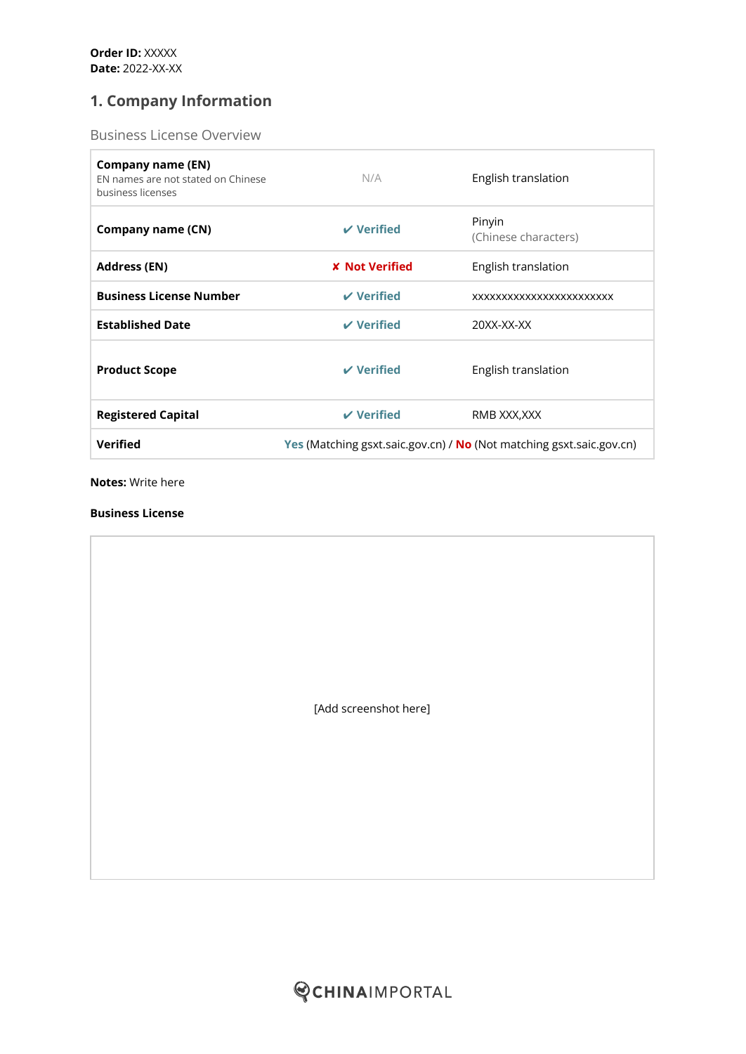**Order ID:** XXXXX
**Date:** 2022-XX-XX

## 1. Company Information

### Business License Overview

| | | |
|---|---|---|
| **Company name (EN)** EN names are not stated on Chinese business licenses | N/A | English translation |
| **Company name (CN)** | ✔ Verified | Pinyin (Chinese characters) |
| **Address (EN)** | ✘ Not Verified | English translation |
| **Business License Number** | ✔ Verified | xxxxxxxxxxxxxxxxxxxxxxxx |
| **Established Date** | ✔ Verified | 20XX-XX-XX |
| **Product Scope** | ✔ Verified | English translation |
| **Registered Capital** | ✔ Verified | RMB XXX,XXX |
| **Verified** | Yes (Matching gsxt.saic.gov.cn) / No (Not matching gsxt.saic.gov.cn) | |

**Notes:** Write here

**Business License**

[Add screenshot here]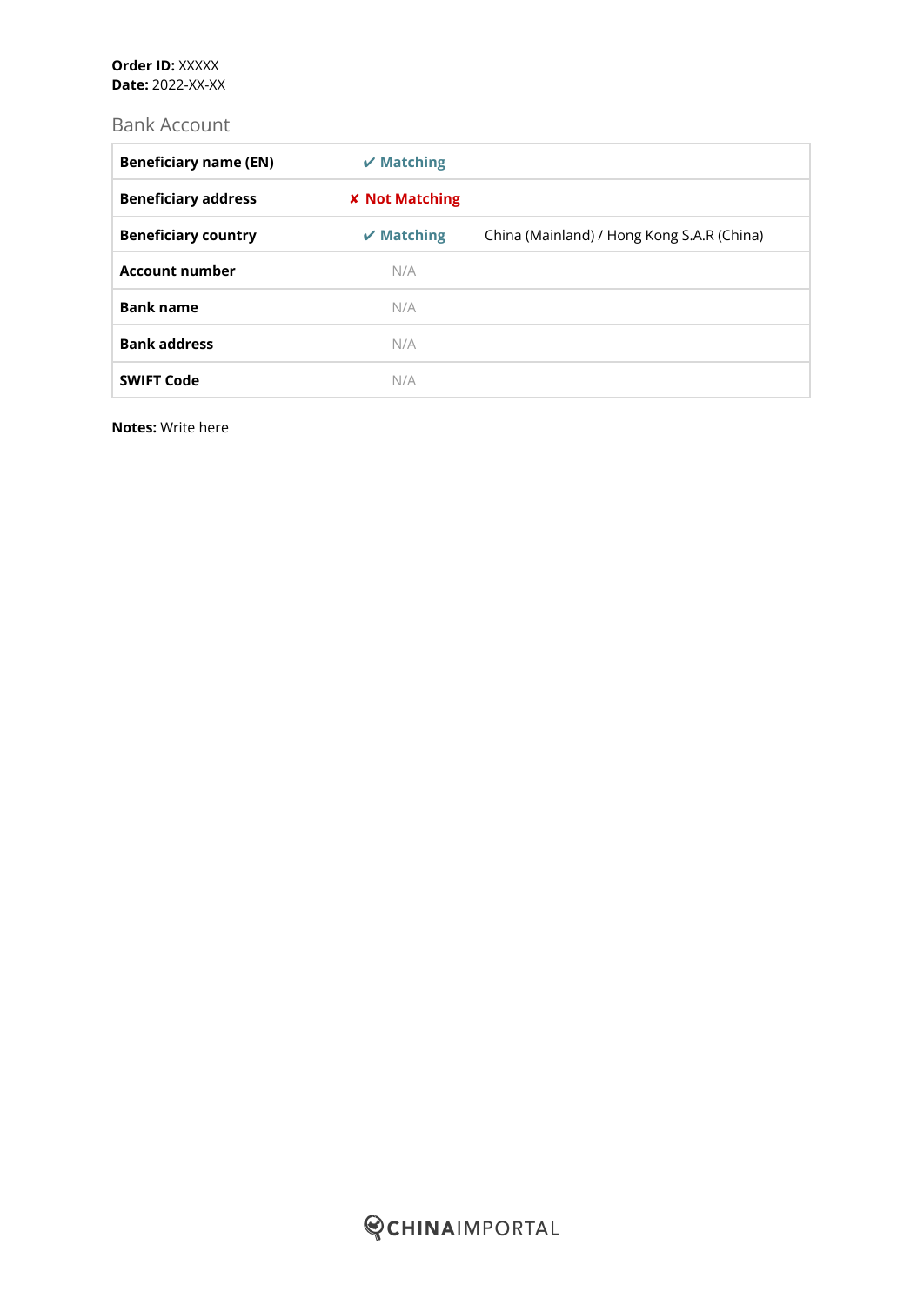**Order ID:** XXXXX
**Date:** 2022-XX-XX

## Bank Account

| | | |
|---|---|---|
| **Beneficiary name (EN)** | ✔ Matching | |
| **Beneficiary address** | ✘ Not Matching | |
| **Beneficiary country** | ✔ Matching | China (Mainland) / Hong Kong S.A.R (China) |
| **Account number** | N/A | |
| **Bank name** | N/A | |
| **Bank address** | N/A | |
| **SWIFT Code** | N/A | |

**Notes:** Write here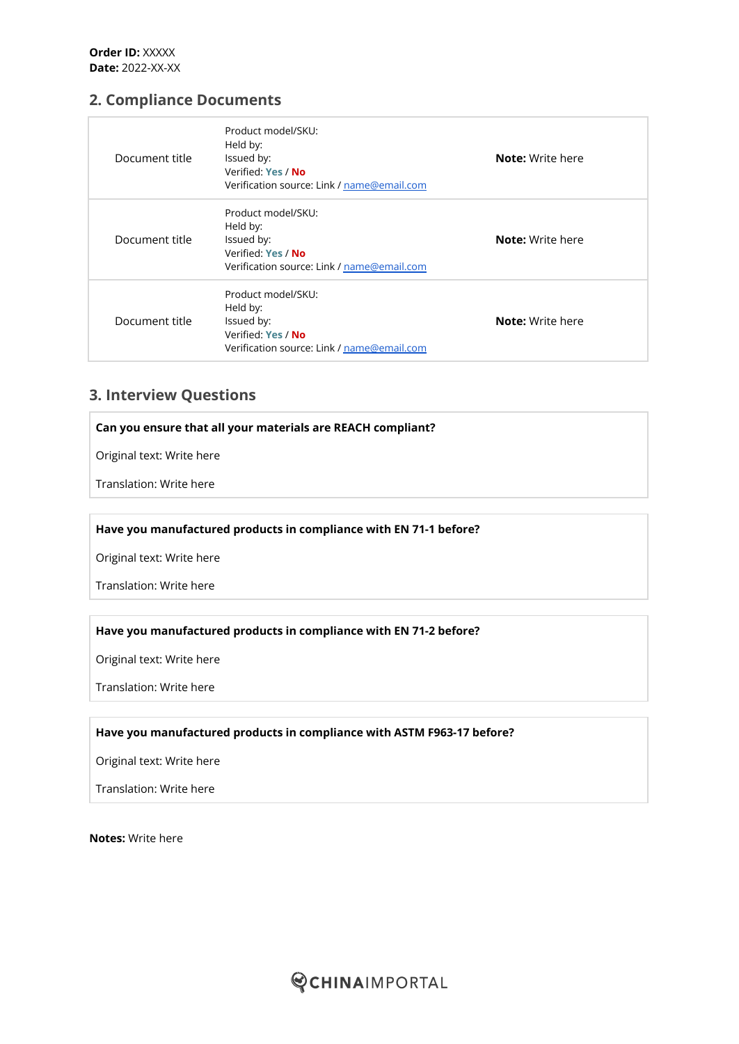**Order ID:** XXXXX
**Date:** 2022-XX-XX

## 2. Compliance Documents

| | | |
|---|---|---|
| Document title | Product model/SKU:<br>Held by:<br>Issued by:<br>Verified: Yes / No<br>Verification source: Link / name@email.com | **Note:** Write here |
| Document title | Product model/SKU:<br>Held by:<br>Issued by:<br>Verified: Yes / No<br>Verification source: Link / name@email.com | **Note:** Write here |
| Document title | Product model/SKU:<br>Held by:<br>Issued by:<br>Verified: Yes / No<br>Verification source: Link / name@email.com | **Note:** Write here |

## 3. Interview Questions

**Can you ensure that all your materials are REACH compliant?**

Original text: Write here

Translation: Write here

**Have you manufactured products in compliance with EN 71-1 before?**

Original text: Write here

Translation: Write here

**Have you manufactured products in compliance with EN 71-2 before?**

Original text: Write here

Translation: Write here

**Have you manufactured products in compliance with ASTM F963-17 before?**

Original text: Write here

Translation: Write here

**Notes:** Write here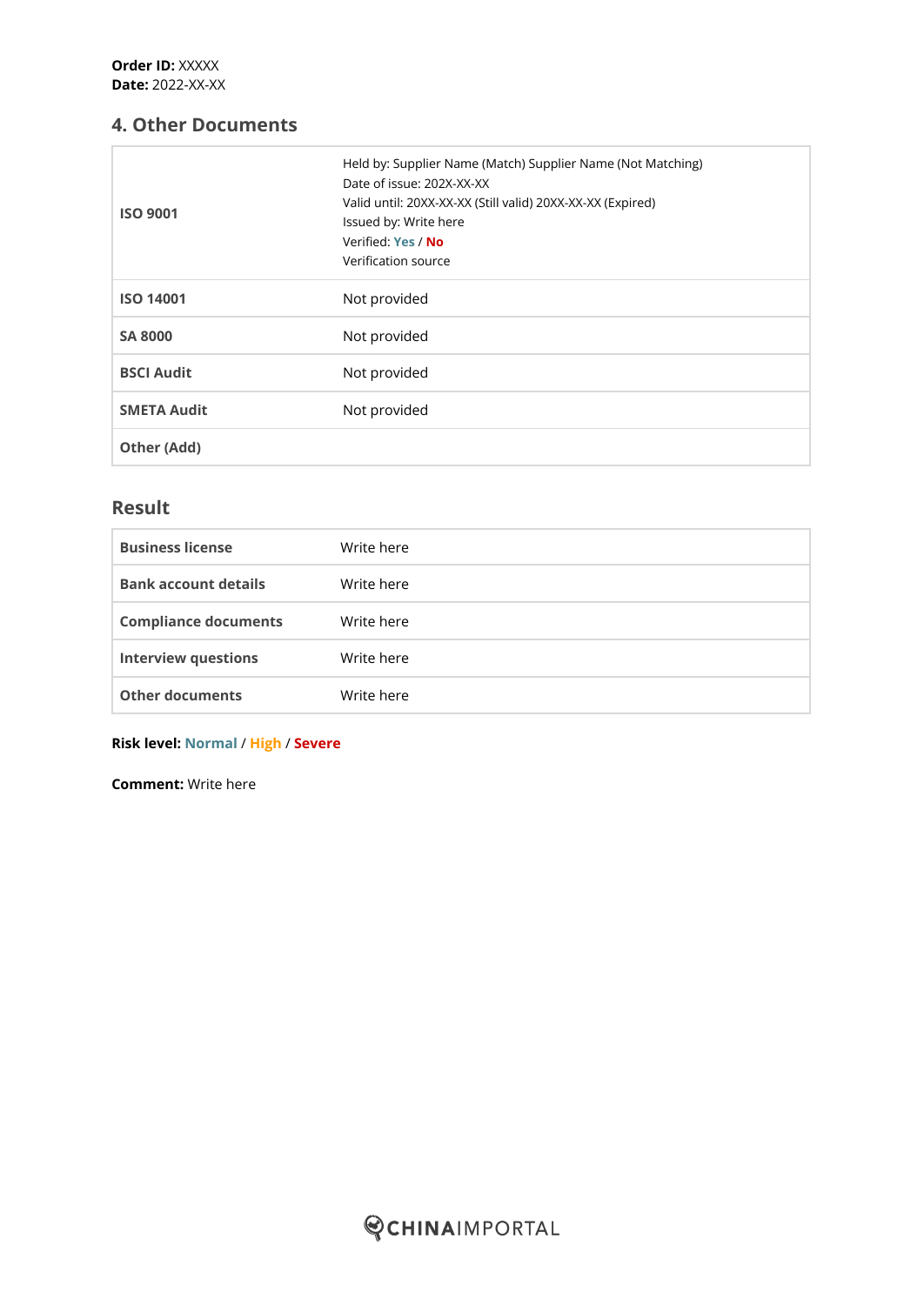**Order ID:** XXXXX
**Date:** 2022-XX-XX

## 4. Other Documents

| | |
|---|---|
| **ISO 9001** | Held by: Supplier Name (Match) Supplier Name (Not Matching)<br>Date of issue: 202X-XX-XX<br>Valid until: 20XX-XX-XX (Still valid) 20XX-XX-XX (Expired)<br>Issued by: Write here<br>Verified: **Yes** / **No**<br>Verification source |
| **ISO 14001** | Not provided |
| **SA 8000** | Not provided |
| **BSCI Audit** | Not provided |
| **SMETA Audit** | Not provided |
| **Other (Add)** | |

## Result

| | |
|---|---|
| **Business license** | Write here |
| **Bank account details** | Write here |
| **Compliance documents** | Write here |
| **Interview questions** | Write here |
| **Other documents** | Write here |

**Risk level:** **Normal** / **High** / **Severe**

**Comment:** Write here

CHINAIMPORTAL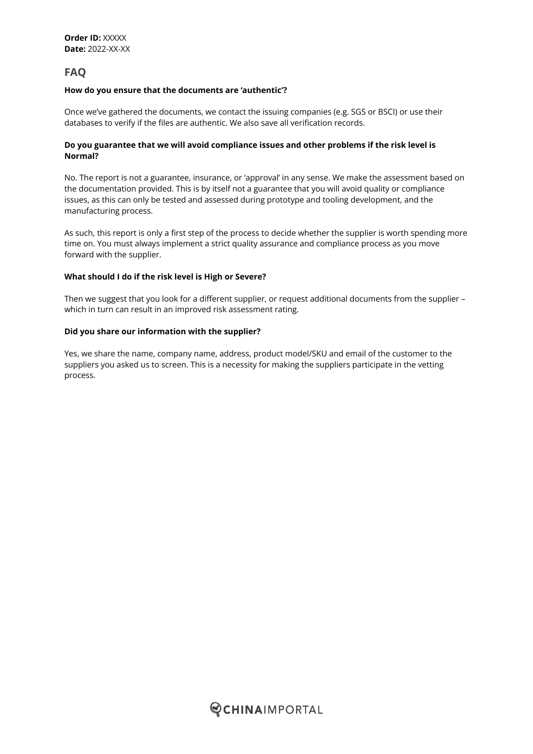**Order ID:** XXXXX
**Date:** 2022-XX-XX

## FAQ

**How do you ensure that the documents are 'authentic'?**

Once we've gathered the documents, we contact the issuing companies (e.g. SGS or BSCI) or use their databases to verify if the files are authentic. We also save all verification records.

**Do you guarantee that we will avoid compliance issues and other problems if the risk level is Normal?**

No. The report is not a guarantee, insurance, or 'approval' in any sense. We make the assessment based on the documentation provided. This is by itself not a guarantee that you will avoid quality or compliance issues, as this can only be tested and assessed during prototype and tooling development, and the manufacturing process.

As such, this report is only a first step of the process to decide whether the supplier is worth spending more time on. You must always implement a strict quality assurance and compliance process as you move forward with the supplier.

**What should I do if the risk level is High or Severe?**

Then we suggest that you look for a different supplier, or request additional documents from the supplier – which in turn can result in an improved risk assessment rating.

**Did you share our information with the supplier?**

Yes, we share the name, company name, address, product model/SKU and email of the customer to the suppliers you asked us to screen. This is a necessity for making the suppliers participate in the vetting process.